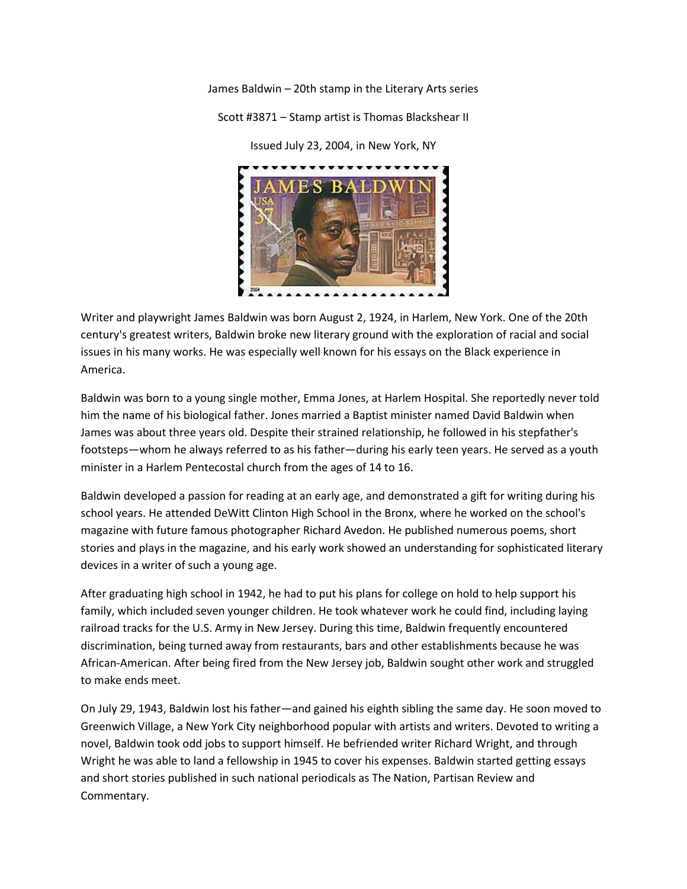James Baldwin – 20th stamp in the Literary Arts series

Scott #3871 – Stamp artist is Thomas Blackshear II

Issued July 23, 2004, in New York, NY

Writer and playwright James Baldwin was born August 2, 1924, in Harlem, New York. One of the 20th century's greatest writers, Baldwin broke new literary ground with the exploration of racial and social issues in his many works. He was especially well known for his essays on the Black experience in America.

Baldwin was born to a young single mother, Emma Jones, at Harlem Hospital. She reportedly never told him the name of his biological father. Jones married a Baptist minister named David Baldwin when James was about three years old. Despite their strained relationship, he followed in his stepfather's footsteps—whom he always referred to as his father—during his early teen years. He served as a youth minister in a Harlem Pentecostal church from the ages of 14 to 16.

Baldwin developed a passion for reading at an early age, and demonstrated a gift for writing during his school years. He attended DeWitt Clinton High School in the Bronx, where he worked on the school's magazine with future famous photographer Richard Avedon. He published numerous poems, short stories and plays in the magazine, and his early work showed an understanding for sophisticated literary devices in a writer of such a young age.

After graduating high school in 1942, he had to put his plans for college on hold to help support his family, which included seven younger children. He took whatever work he could find, including laying railroad tracks for the U.S. Army in New Jersey. During this time, Baldwin frequently encountered discrimination, being turned away from restaurants, bars and other establishments because he was African-American. After being fired from the New Jersey job, Baldwin sought other work and struggled to make ends meet.

On July 29, 1943, Baldwin lost his father—and gained his eighth sibling the same day. He soon moved to Greenwich Village, a New York City neighborhood popular with artists and writers. Devoted to writing a novel, Baldwin took odd jobs to support himself. He befriended writer Richard Wright, and through Wright he was able to land a fellowship in 1945 to cover his expenses. Baldwin started getting essays and short stories published in such national periodicals as The Nation, Partisan Review and Commentary.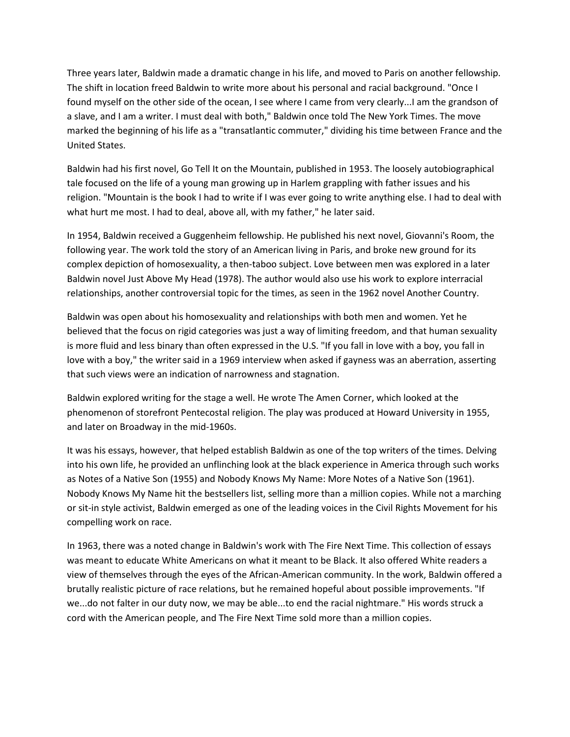Three years later, Baldwin made a dramatic change in his life, and moved to Paris on another fellowship. The shift in location freed Baldwin to write more about his personal and racial background. "Once I found myself on the other side of the ocean, I see where I came from very clearly...I am the grandson of a slave, and I am a writer. I must deal with both," Baldwin once told The New York Times. The move marked the beginning of his life as a "transatlantic commuter," dividing his time between France and the United States.

Baldwin had his first novel, Go Tell It on the Mountain, published in 1953. The loosely autobiographical tale focused on the life of a young man growing up in Harlem grappling with father issues and his religion. "Mountain is the book I had to write if I was ever going to write anything else. I had to deal with what hurt me most. I had to deal, above all, with my father," he later said.

In 1954, Baldwin received a Guggenheim fellowship. He published his next novel, Giovanni's Room, the following year. The work told the story of an American living in Paris, and broke new ground for its complex depiction of homosexuality, a then-taboo subject. Love between men was explored in a later Baldwin novel Just Above My Head (1978). The author would also use his work to explore interracial relationships, another controversial topic for the times, as seen in the 1962 novel Another Country.

Baldwin was open about his homosexuality and relationships with both men and women. Yet he believed that the focus on rigid categories was just a way of limiting freedom, and that human sexuality is more fluid and less binary than often expressed in the U.S. "If you fall in love with a boy, you fall in love with a boy," the writer said in a 1969 interview when asked if gayness was an aberration, asserting that such views were an indication of narrowness and stagnation.

Baldwin explored writing for the stage a well. He wrote The Amen Corner, which looked at the phenomenon of storefront Pentecostal religion. The play was produced at Howard University in 1955, and later on Broadway in the mid-1960s.

It was his essays, however, that helped establish Baldwin as one of the top writers of the times. Delving into his own life, he provided an unflinching look at the black experience in America through such works as Notes of a Native Son (1955) and Nobody Knows My Name: More Notes of a Native Son (1961). Nobody Knows My Name hit the bestsellers list, selling more than a million copies. While not a marching or sit-in style activist, Baldwin emerged as one of the leading voices in the Civil Rights Movement for his compelling work on race.

In 1963, there was a noted change in Baldwin's work with The Fire Next Time. This collection of essays was meant to educate White Americans on what it meant to be Black. It also offered White readers a view of themselves through the eyes of the African-American community. In the work, Baldwin offered a brutally realistic picture of race relations, but he remained hopeful about possible improvements. "If we...do not falter in our duty now, we may be able...to end the racial nightmare." His words struck a cord with the American people, and The Fire Next Time sold more than a million copies.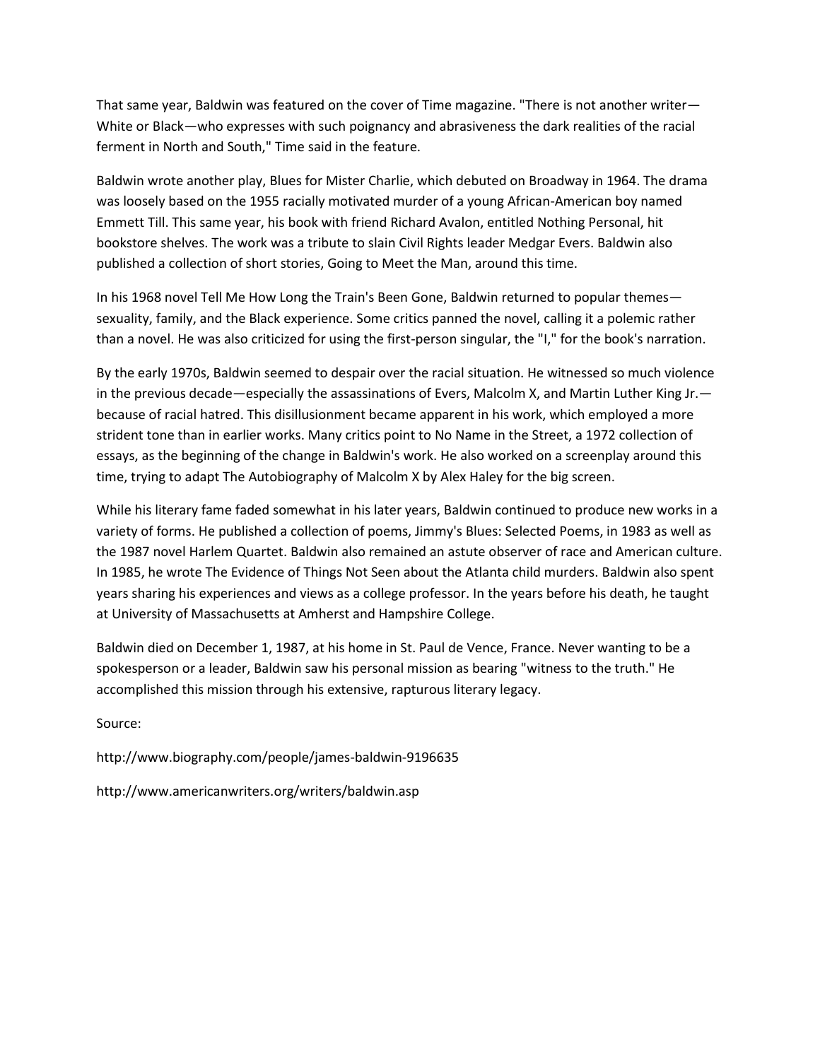That same year, Baldwin was featured on the cover of Time magazine. "There is not another writer—White or Black—who expresses with such poignancy and abrasiveness the dark realities of the racial ferment in North and South," Time said in the feature.

Baldwin wrote another play, Blues for Mister Charlie, which debuted on Broadway in 1964. The drama was loosely based on the 1955 racially motivated murder of a young African-American boy named Emmett Till. This same year, his book with friend Richard Avalon, entitled Nothing Personal, hit bookstore shelves. The work was a tribute to slain Civil Rights leader Medgar Evers. Baldwin also published a collection of short stories, Going to Meet the Man, around this time.

In his 1968 novel Tell Me How Long the Train's Been Gone, Baldwin returned to popular themes—sexuality, family, and the Black experience. Some critics panned the novel, calling it a polemic rather than a novel. He was also criticized for using the first-person singular, the "I," for the book's narration.

By the early 1970s, Baldwin seemed to despair over the racial situation. He witnessed so much violence in the previous decade—especially the assassinations of Evers, Malcolm X, and Martin Luther King Jr.—because of racial hatred. This disillusionment became apparent in his work, which employed a more strident tone than in earlier works. Many critics point to No Name in the Street, a 1972 collection of essays, as the beginning of the change in Baldwin's work. He also worked on a screenplay around this time, trying to adapt The Autobiography of Malcolm X by Alex Haley for the big screen.

While his literary fame faded somewhat in his later years, Baldwin continued to produce new works in a variety of forms. He published a collection of poems, Jimmy's Blues: Selected Poems, in 1983 as well as the 1987 novel Harlem Quartet. Baldwin also remained an astute observer of race and American culture. In 1985, he wrote The Evidence of Things Not Seen about the Atlanta child murders. Baldwin also spent years sharing his experiences and views as a college professor. In the years before his death, he taught at University of Massachusetts at Amherst and Hampshire College.

Baldwin died on December 1, 1987, at his home in St. Paul de Vence, France. Never wanting to be a spokesperson or a leader, Baldwin saw his personal mission as bearing "witness to the truth." He accomplished this mission through his extensive, rapturous literary legacy.

Source:

http://www.biography.com/people/james-baldwin-9196635

http://www.americanwriters.org/writers/baldwin.asp